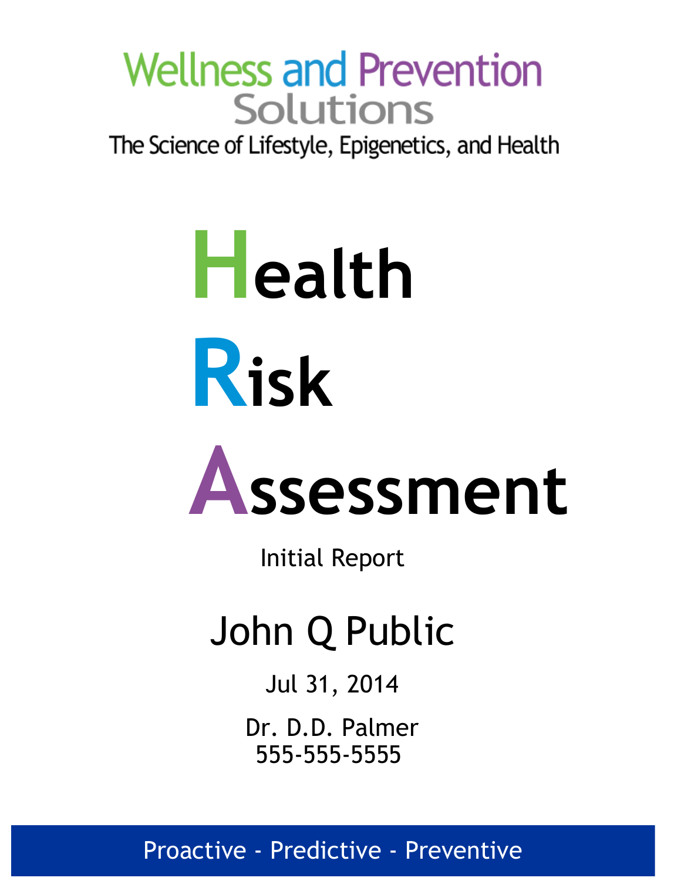Wellness and Prevention Solutions

The Science of Lifestyle, Epigenetics, and Health

# Health Risk Assessment

Initial Report

John Q Public

Jul 31, 2014

Dr. D.D. Palmer
555-555-5555

Proactive - Predictive - Preventive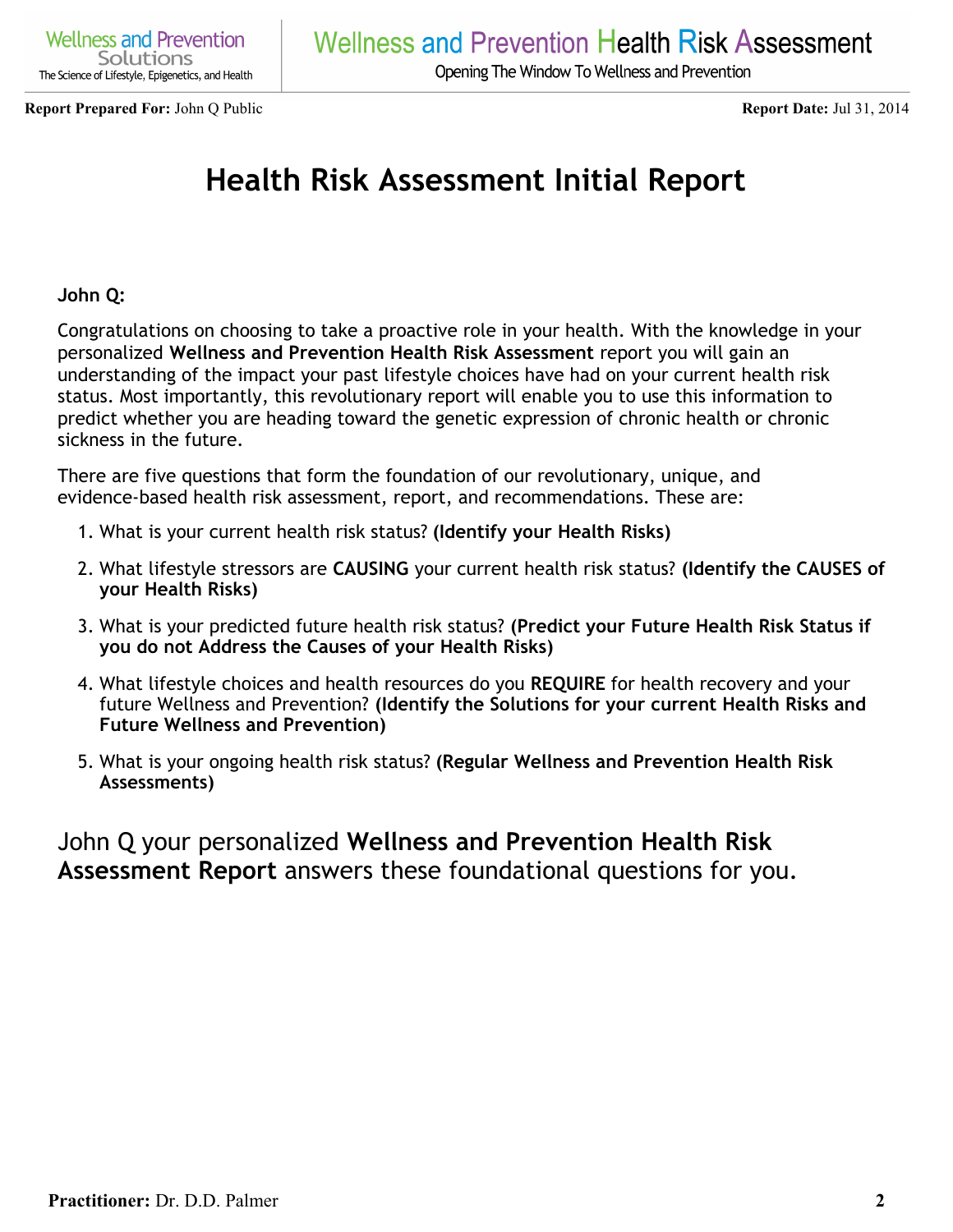**Report Prepared For:** John Q Public **Report Date:** Jul 31, 2014

# Health Risk Assessment Initial Report

**John Q:**

Congratulations on choosing to take a proactive role in your health. With the knowledge in your personalized **Wellness and Prevention Health Risk Assessment** report you will gain an understanding of the impact your past lifestyle choices have had on your current health risk status. Most importantly, this revolutionary report will enable you to use this information to predict whether you are heading toward the genetic expression of chronic health or chronic sickness in the future.

There are five questions that form the foundation of our revolutionary, unique, and evidence-based health risk assessment, report, and recommendations. These are:

1. What is your current health risk status? **(Identify your Health Risks)**
2. What lifestyle stressors are **CAUSING** your current health risk status? **(Identify the CAUSES of your Health Risks)**
3. What is your predicted future health risk status? **(Predict your Future Health Risk Status if you do not Address the Causes of your Health Risks)**
4. What lifestyle choices and health resources do you **REQUIRE** for health recovery and your future Wellness and Prevention? **(Identify the Solutions for your current Health Risks and Future Wellness and Prevention)**
5. What is your ongoing health risk status? **(Regular Wellness and Prevention Health Risk Assessments)**

John Q your personalized **Wellness and Prevention Health Risk Assessment Report** answers these foundational questions for you.

**Practitioner:** Dr. D.D. Palmer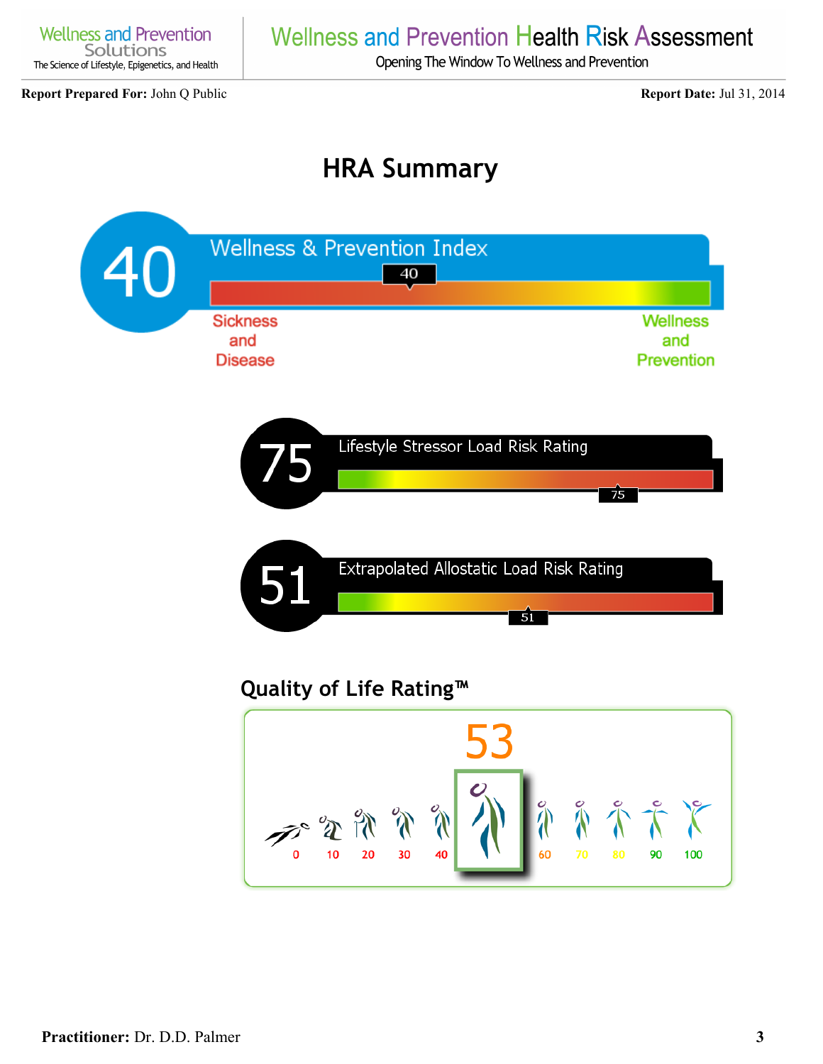**Report Prepared For:** John Q Public

**Report Date:** Jul 31, 2014

# HRA Summary

**40** Wellness & Prevention Index

40

Sickness and Disease — Wellness and Prevention

**75** Lifestyle Stressor Load Risk Rating

75

**51** Extrapolated Allostatic Load Risk Rating

51

## Quality of Life Rating™

53

0 10 20 30 40 60 70 80 90 100

**Practitioner:** Dr. D.D. Palmer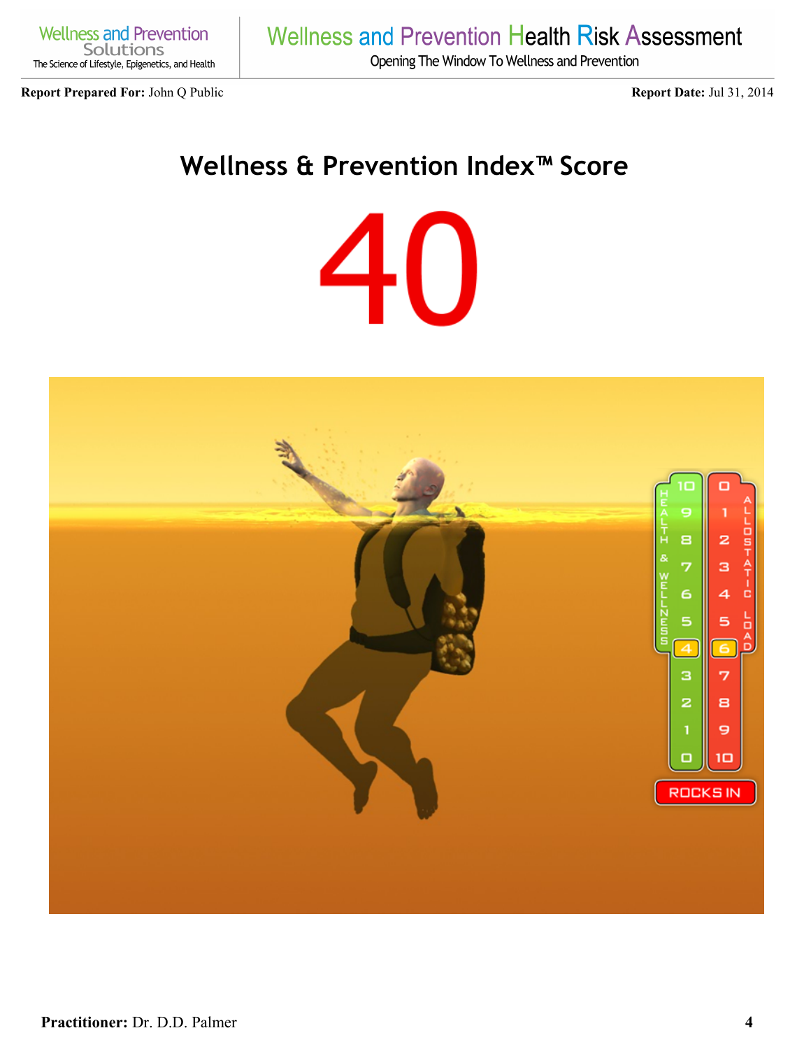**Report Prepared For:** John Q Public

**Report Date:** Jul 31, 2014

# Wellness & Prevention Index™ Score

# 40

**Practitioner:** Dr. D.D. Palmer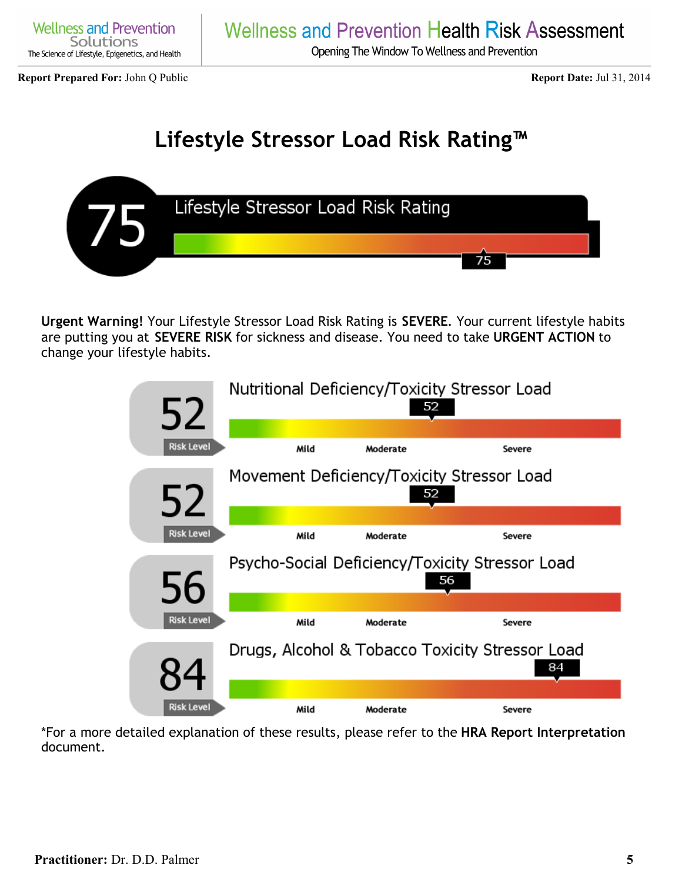**Report Prepared For:** John Q Public

**Report Date:** Jul 31, 2014

# Lifestyle Stressor Load Risk Rating™

**75** — Lifestyle Stressor Load Risk Rating: 75

**Urgent Warning!** Your Lifestyle Stressor Load Risk Rating is **SEVERE**. Your current lifestyle habits are putting you at **SEVERE RISK** for sickness and disease. You need to take **URGENT ACTION** to change your lifestyle habits.

| Risk Level | Stressor Load | Rating (Mild / Moderate / Severe) |
| --- | --- | --- |
| 52 | Nutritional Deficiency/Toxicity Stressor Load | 52 |
| 52 | Movement Deficiency/Toxicity Stressor Load | 52 |
| 56 | Psycho-Social Deficiency/Toxicity Stressor Load | 56 |
| 84 | Drugs, Alcohol & Tobacco Toxicity Stressor Load | 84 |

*For a more detailed explanation of these results, please refer to the **HRA Report Interpretation** document.

**Practitioner:** Dr. D.D. Palmer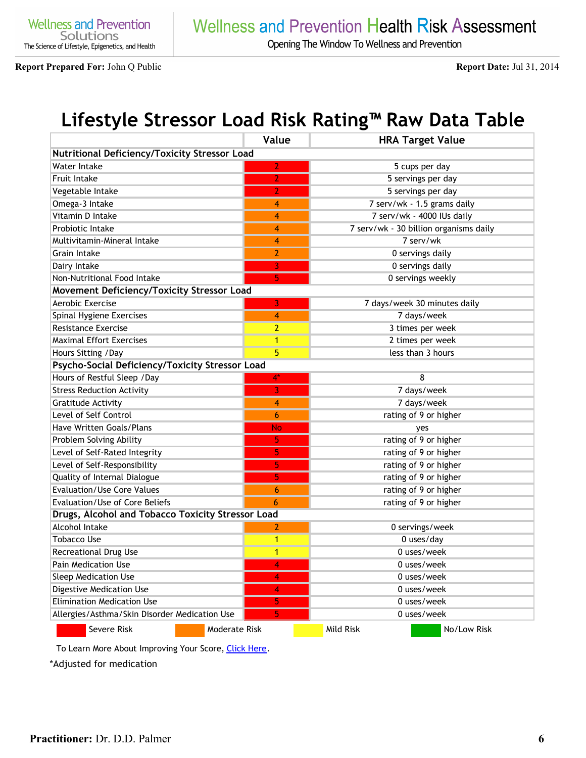Wellness and Prevention Solutions
The Science of Lifestyle, Epigenetics, and Health

Wellness and Prevention Health Risk Assessment
Opening The Window To Wellness and Prevention

**Report Prepared For:** John Q Public

**Report Date:** Jul 31, 2014

# Lifestyle Stressor Load Risk Rating™ Raw Data Table

| | Value | HRA Target Value |
|---|---|---|
| **Nutritional Deficiency/Toxicity Stressor Load** | | |
| Water Intake | 2 | 5 cups per day |
| Fruit Intake | 2 | 5 servings per day |
| Vegetable Intake | 2 | 5 servings per day |
| Omega-3 Intake | 4 | 7 serv/wk - 1.5 grams daily |
| Vitamin D Intake | 4 | 7 serv/wk - 4000 IUs daily |
| Probiotic Intake | 4 | 7 serv/wk - 30 billion organisms daily |
| Multivitamin-Mineral Intake | 4 | 7 serv/wk |
| Grain Intake | 2 | 0 servings daily |
| Dairy Intake | 3 | 0 servings daily |
| Non-Nutritional Food Intake | 5 | 0 servings weekly |
| **Movement Deficiency/Toxicity Stressor Load** | | |
| Aerobic Exercise | 3 | 7 days/week 30 minutes daily |
| Spinal Hygiene Exercises | 4 | 7 days/week |
| Resistance Exercise | 2 | 3 times per week |
| Maximal Effort Exercises | 1 | 2 times per week |
| Hours Sitting /Day | 5 | less than 3 hours |
| **Psycho-Social Deficiency/Toxicity Stressor Load** | | |
| Hours of Restful Sleep /Day | 4* | 8 |
| Stress Reduction Activity | 3 | 7 days/week |
| Gratitude Activity | 4 | 7 days/week |
| Level of Self Control | 6 | rating of 9 or higher |
| Have Written Goals/Plans | No | yes |
| Problem Solving Ability | 5 | rating of 9 or higher |
| Level of Self-Rated Integrity | 5 | rating of 9 or higher |
| Level of Self-Responsibility | 5 | rating of 9 or higher |
| Quality of Internal Dialogue | 5 | rating of 9 or higher |
| Evaluation/Use Core Values | 6 | rating of 9 or higher |
| Evaluation/Use of Core Beliefs | 6 | rating of 9 or higher |
| **Drugs, Alcohol and Tobacco Toxicity Stressor Load** | | |
| Alcohol Intake | 2 | 0 servings/week |
| Tobacco Use | 1 | 0 uses/day |
| Recreational Drug Use | 1 | 0 uses/week |
| Pain Medication Use | 4 | 0 uses/week |
| Sleep Medication Use | 4 | 0 uses/week |
| Digestive Medication Use | 4 | 0 uses/week |
| Elimination Medication Use | 5 | 0 uses/week |
| Allergies/Asthma/Skin Disorder Medication Use | 5 | 0 uses/week |

Severe Risk | Moderate Risk | Mild Risk | No/Low Risk

To Learn More About Improving Your Score, Click Here.

*Adjusted for medication

**Practitioner:** Dr. D.D. Palmer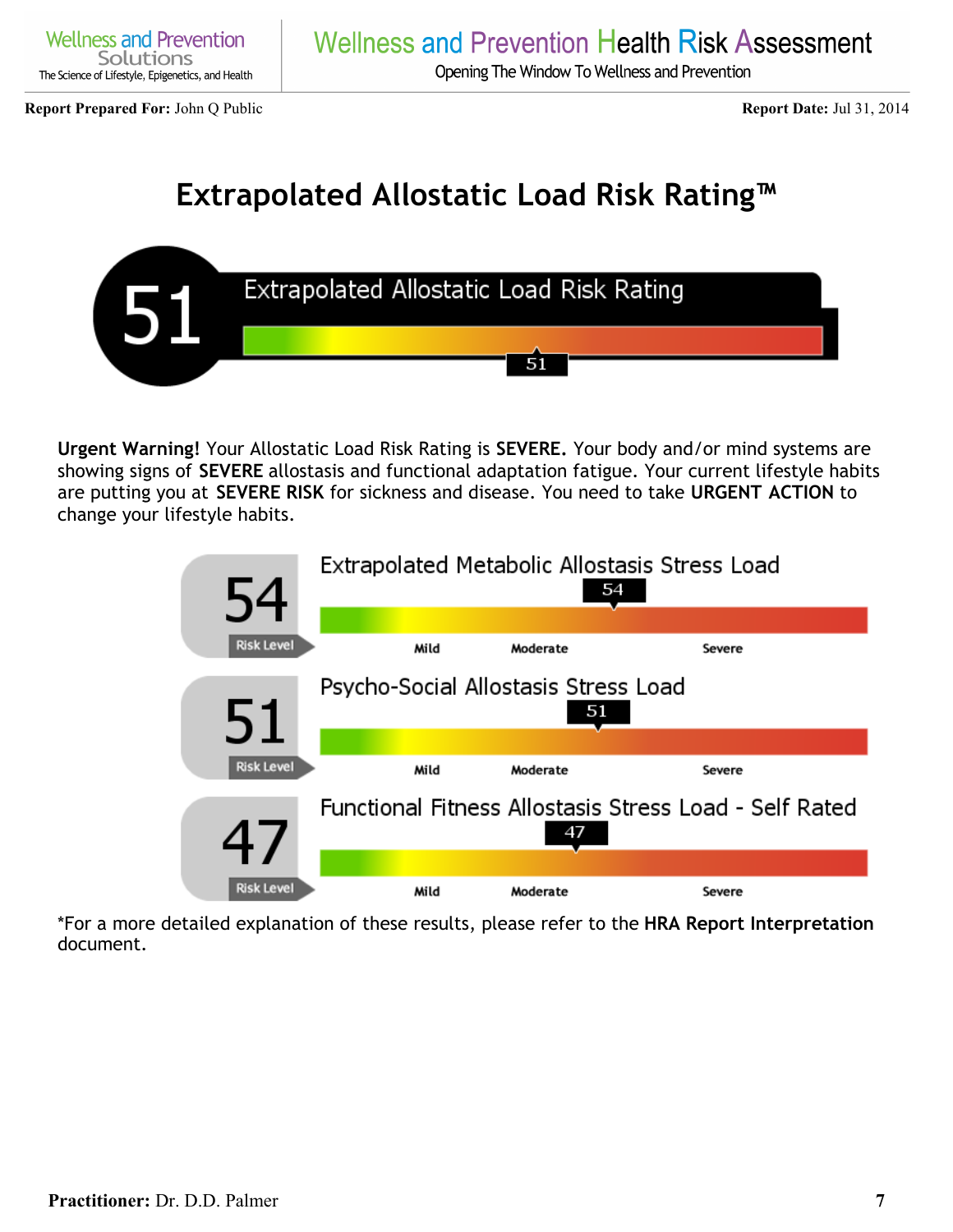Report Prepared For: John Q Public

Report Date: Jul 31, 2014

# Extrapolated Allostatic Load Risk Rating™

**51** Extrapolated Allostatic Load Risk Rating

51

**Urgent Warning!** Your Allostatic Load Risk Rating is **SEVERE.** Your body and/or mind systems are showing signs of **SEVERE** allostasis and functional adaptation fatigue. Your current lifestyle habits are putting you at **SEVERE RISK** for sickness and disease. You need to take **URGENT ACTION** to change your lifestyle habits.

**54** Risk Level — Extrapolated Metabolic Allostasis Stress Load: 54

Mild | Moderate | Severe

**51** Risk Level — Psycho-Social Allostasis Stress Load: 51

Mild | Moderate | Severe

**47** Risk Level — Functional Fitness Allostasis Stress Load - Self Rated: 47

Mild | Moderate | Severe

*For a more detailed explanation of these results, please refer to the **HRA Report Interpretation** document.

**Practitioner:** Dr. D.D. Palmer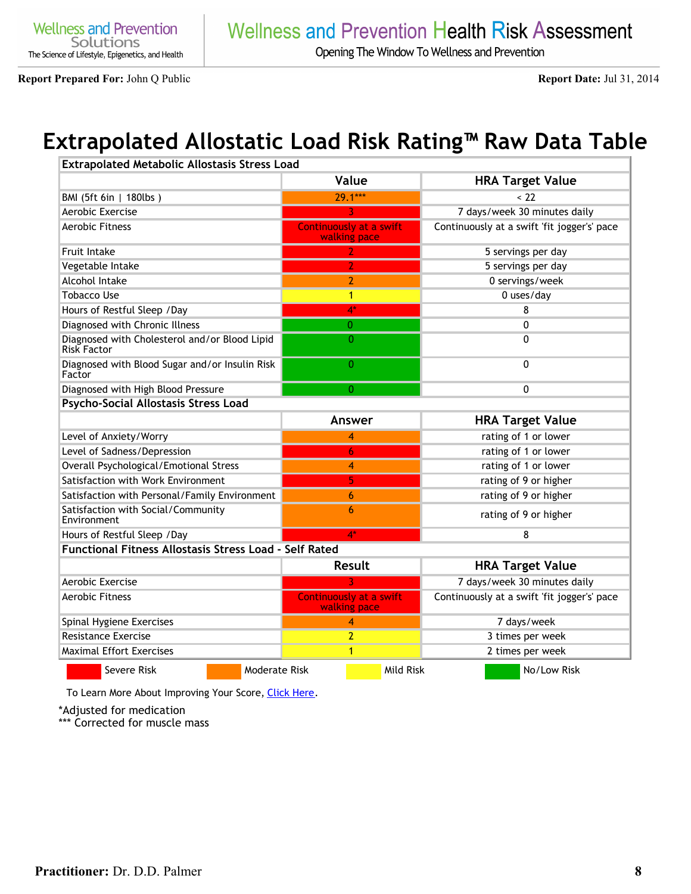Report Prepared For: John Q Public

Report Date: Jul 31, 2014

# Extrapolated Allostatic Load Risk Rating™ Raw Data Table

| Extrapolated Metabolic Allostasis Stress Load | | |
|---|---|---|
| | Value | HRA Target Value |
| BMI (5ft 6in \| 180lbs ) | 29.1*** | < 22 |
| Aerobic Exercise | 3 | 7 days/week 30 minutes daily |
| Aerobic Fitness | Continuously at a swift walking pace | Continuously at a swift 'fit jogger's' pace |
| Fruit Intake | 2 | 5 servings per day |
| Vegetable Intake | 2 | 5 servings per day |
| Alcohol Intake | 2 | 0 servings/week |
| Tobacco Use | 1 | 0 uses/day |
| Hours of Restful Sleep /Day | 4* | 8 |
| Diagnosed with Chronic Illness | 0 | 0 |
| Diagnosed with Cholesterol and/or Blood Lipid Risk Factor | 0 | 0 |
| Diagnosed with Blood Sugar and/or Insulin Risk Factor | 0 | 0 |
| Diagnosed with High Blood Pressure | 0 | 0 |
| **Psycho-Social Allostasis Stress Load** | | |
| | Answer | HRA Target Value |
| Level of Anxiety/Worry | 4 | rating of 1 or lower |
| Level of Sadness/Depression | 6 | rating of 1 or lower |
| Overall Psychological/Emotional Stress | 4 | rating of 1 or lower |
| Satisfaction with Work Environment | 5 | rating of 9 or higher |
| Satisfaction with Personal/Family Environment | 6 | rating of 9 or higher |
| Satisfaction with Social/Community Environment | 6 | rating of 9 or higher |
| Hours of Restful Sleep /Day | 4* | 8 |
| **Functional Fitness Allostasis Stress Load - Self Rated** | | |
| | Result | HRA Target Value |
| Aerobic Exercise | 3 | 7 days/week 30 minutes daily |
| Aerobic Fitness | Continuously at a swift walking pace | Continuously at a swift 'fit jogger's' pace |
| Spinal Hygiene Exercises | 4 | 7 days/week |
| Resistance Exercise | 2 | 3 times per week |
| Maximal Effort Exercises | 1 | 2 times per week |

Severe Risk | Moderate Risk | Mild Risk | No/Low Risk

To Learn More About Improving Your Score, Click Here.

*Adjusted for medication
*** Corrected for muscle mass

Practitioner: Dr. D.D. Palmer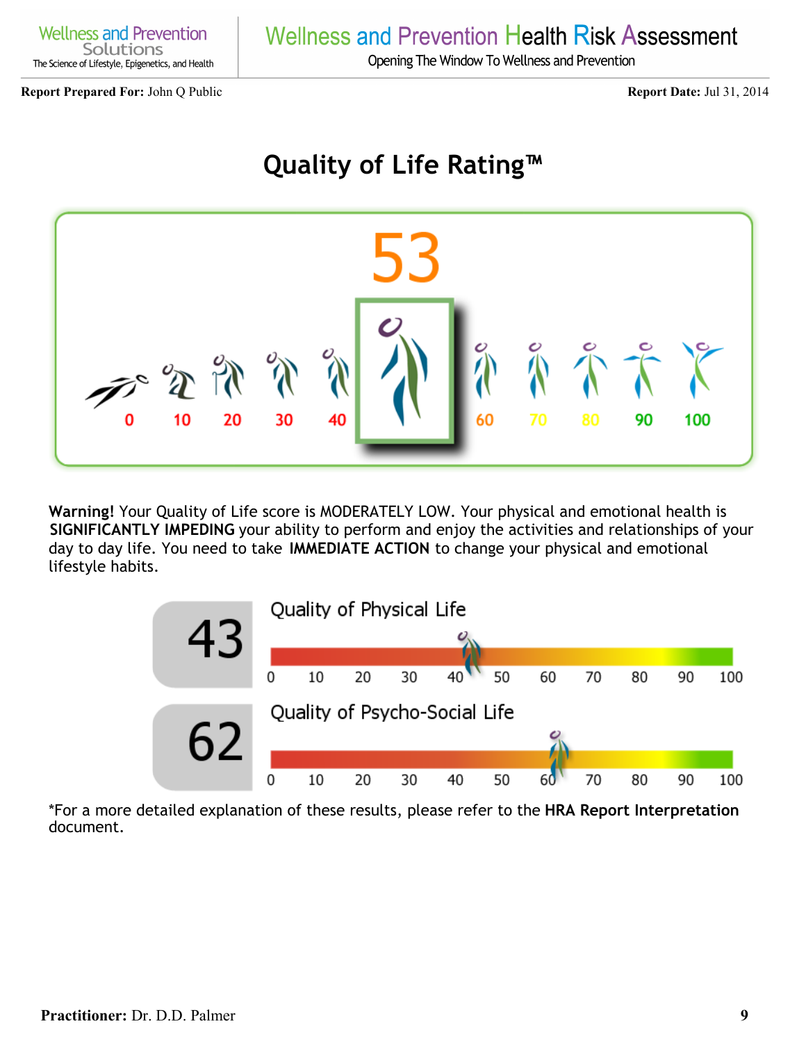**Report Prepared For:** John Q Public

**Report Date:** Jul 31, 2014

# Quality of Life Rating™

53

0 10 20 30 40 60 70 80 90 100

**Warning!** Your Quality of Life score is MODERATELY LOW. Your physical and emotional health is **SIGNIFICANTLY IMPEDING** your ability to perform and enjoy the activities and relationships of your day to day life. You need to take **IMMEDIATE ACTION** to change your physical and emotional lifestyle habits.

**43** Quality of Physical Life

0 10 20 30 40 50 60 70 80 90 100

**62** Quality of Psycho-Social Life

0 10 20 30 40 50 60 70 80 90 100

*For a more detailed explanation of these results, please refer to the **HRA Report Interpretation** document.

**Practitioner:** Dr. D.D. Palmer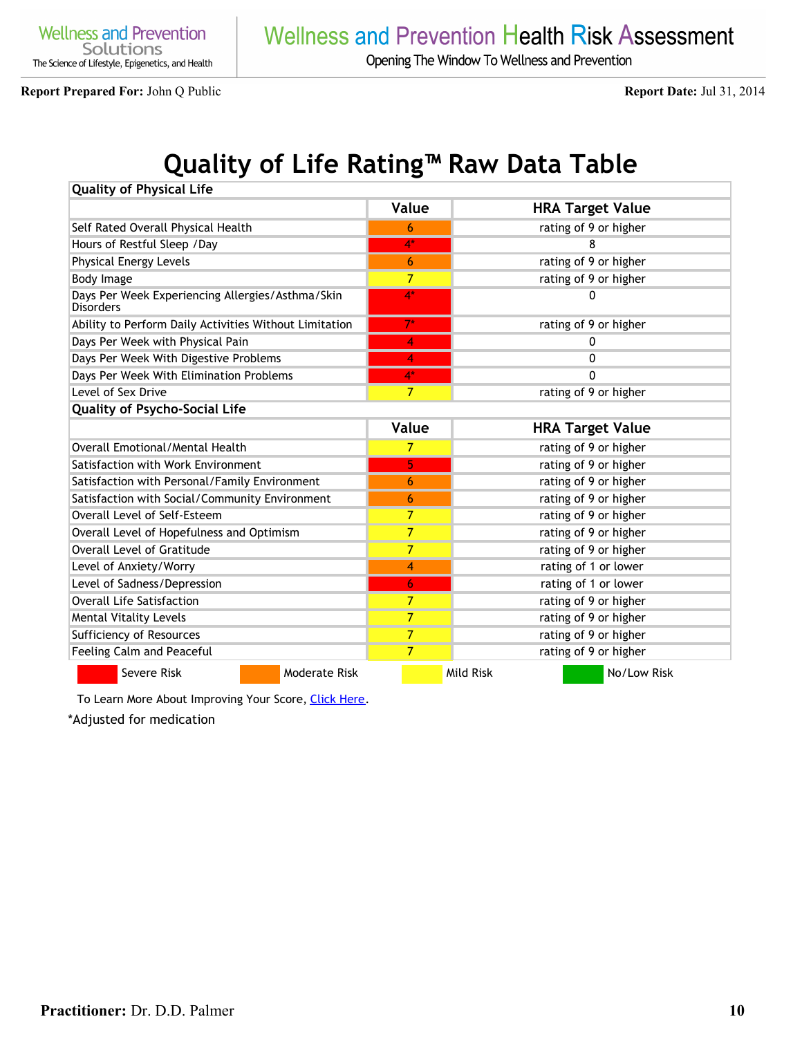**Report Prepared For:** John Q Public **Report Date:** Jul 31, 2014

# Quality of Life Rating™ Raw Data Table

| Quality of Physical Life | | |
|---|---|---|
| | Value | HRA Target Value |
| Self Rated Overall Physical Health | 6 | rating of 9 or higher |
| Hours of Restful Sleep /Day | 4* | 8 |
| Physical Energy Levels | 6 | rating of 9 or higher |
| Body Image | 7 | rating of 9 or higher |
| Days Per Week Experiencing Allergies/Asthma/Skin Disorders | 4* | 0 |
| Ability to Perform Daily Activities Without Limitation | 7* | rating of 9 or higher |
| Days Per Week with Physical Pain | 4 | 0 |
| Days Per Week With Digestive Problems | 4 | 0 |
| Days Per Week With Elimination Problems | 4* | 0 |
| Level of Sex Drive | 7 | rating of 9 or higher |
| **Quality of Psycho-Social Life** | | |
| | Value | HRA Target Value |
| Overall Emotional/Mental Health | 7 | rating of 9 or higher |
| Satisfaction with Work Environment | 5 | rating of 9 or higher |
| Satisfaction with Personal/Family Environment | 6 | rating of 9 or higher |
| Satisfaction with Social/Community Environment | 6 | rating of 9 or higher |
| Overall Level of Self-Esteem | 7 | rating of 9 or higher |
| Overall Level of Hopefulness and Optimism | 7 | rating of 9 or higher |
| Overall Level of Gratitude | 7 | rating of 9 or higher |
| Level of Anxiety/Worry | 4 | rating of 1 or lower |
| Level of Sadness/Depression | 6 | rating of 1 or lower |
| Overall Life Satisfaction | 7 | rating of 9 or higher |
| Mental Vitality Levels | 7 | rating of 9 or higher |
| Sufficiency of Resources | 7 | rating of 9 or higher |
| Feeling Calm and Peaceful | 7 | rating of 9 or higher |

Severe Risk | Moderate Risk | Mild Risk | No/Low Risk

To Learn More About Improving Your Score, Click Here.

*Adjusted for medication

**Practitioner:** Dr. D.D. Palmer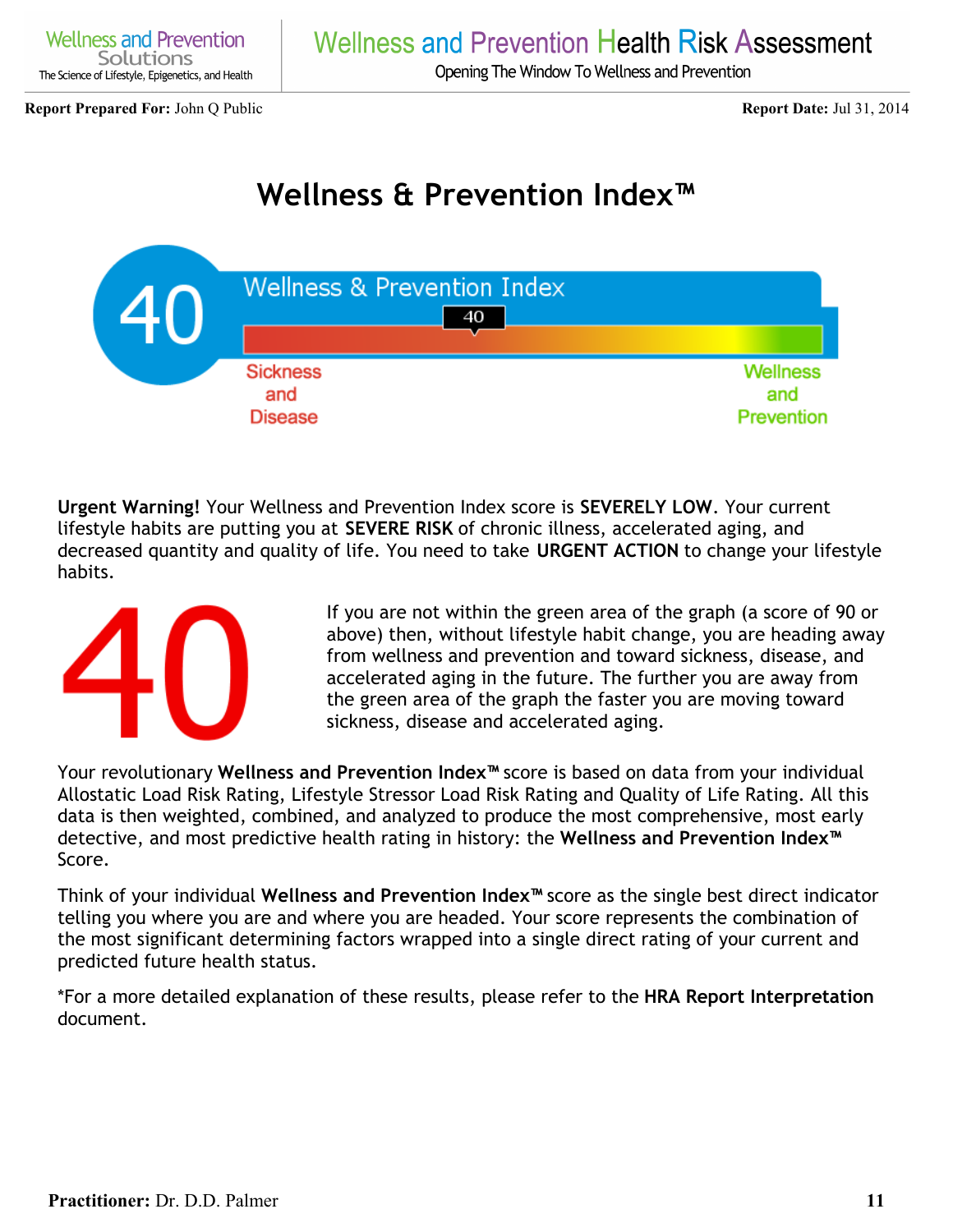**Report Prepared For:** John Q Public **Report Date:** Jul 31, 2014

# Wellness & Prevention Index™

40

Wellness & Prevention Index

40

Sickness and Disease

Wellness and Prevention

**Urgent Warning!** Your Wellness and Prevention Index score is **SEVERELY LOW**. Your current lifestyle habits are putting you at **SEVERE RISK** of chronic illness, accelerated aging, and decreased quantity and quality of life. You need to take **URGENT ACTION** to change your lifestyle habits.

40

If you are not within the green area of the graph (a score of 90 or above) then, without lifestyle habit change, you are heading away from wellness and prevention and toward sickness, disease, and accelerated aging in the future. The further you are away from the green area of the graph the faster you are moving toward sickness, disease and accelerated aging.

Your revolutionary **Wellness and Prevention Index™** score is based on data from your individual Allostatic Load Risk Rating, Lifestyle Stressor Load Risk Rating and Quality of Life Rating. All this data is then weighted, combined, and analyzed to produce the most comprehensive, most early detective, and most predictive health rating in history: the **Wellness and Prevention Index™** Score.

Think of your individual **Wellness and Prevention Index™** score as the single best direct indicator telling you where you are and where you are headed. Your score represents the combination of the most significant determining factors wrapped into a single direct rating of your current and predicted future health status.

*For a more detailed explanation of these results, please refer to the **HRA Report Interpretation** document.

**Practitioner:** Dr. D.D. Palmer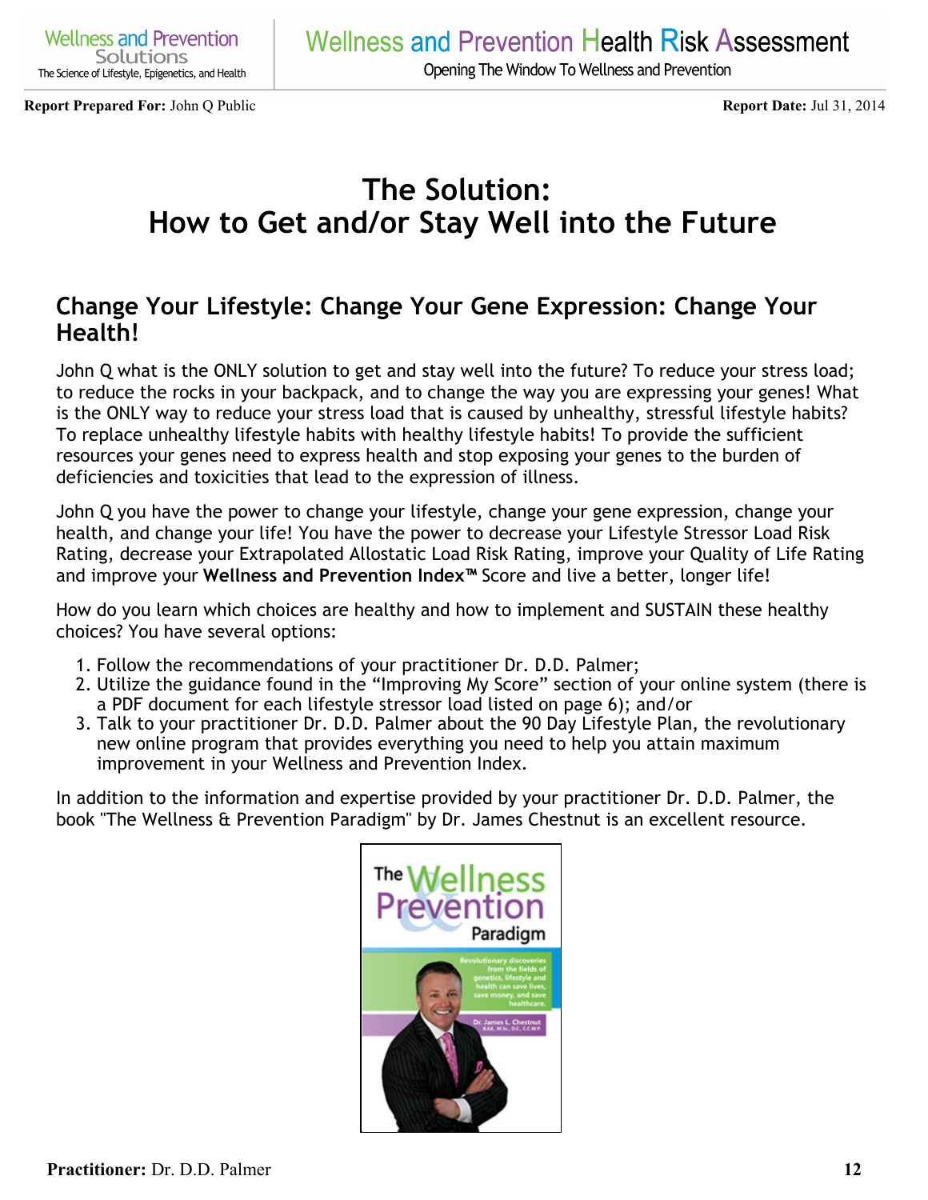# The Solution:
# How to Get and/or Stay Well into the Future

## Change Your Lifestyle: Change Your Gene Expression: Change Your Health!

John Q what is the ONLY solution to get and stay well into the future? To reduce your stress load; to reduce the rocks in your backpack, and to change the way you are expressing your genes! What is the ONLY way to reduce your stress load that is caused by unhealthy, stressful lifestyle habits? To replace unhealthy lifestyle habits with healthy lifestyle habits! To provide the sufficient resources your genes need to express health and stop exposing your genes to the burden of deficiencies and toxicities that lead to the expression of illness.

John Q you have the power to change your lifestyle, change your gene expression, change your health, and change your life! You have the power to decrease your Lifestyle Stressor Load Risk Rating, decrease your Extrapolated Allostatic Load Risk Rating, improve your Quality of Life Rating and improve your **Wellness and Prevention Index™** Score and live a better, longer life!

How do you learn which choices are healthy and how to implement and SUSTAIN these healthy choices? You have several options:

1. Follow the recommendations of your practitioner Dr. D.D. Palmer;
2. Utilize the guidance found in the “Improving My Score” section of your online system (there is a PDF document for each lifestyle stressor load listed on page 6); and/or
3. Talk to your practitioner Dr. D.D. Palmer about the 90 Day Lifestyle Plan, the revolutionary new online program that provides everything you need to help you attain maximum improvement in your Wellness and Prevention Index.

In addition to the information and expertise provided by your practitioner Dr. D.D. Palmer, the book "The Wellness & Prevention Paradigm" by Dr. James Chestnut is an excellent resource.